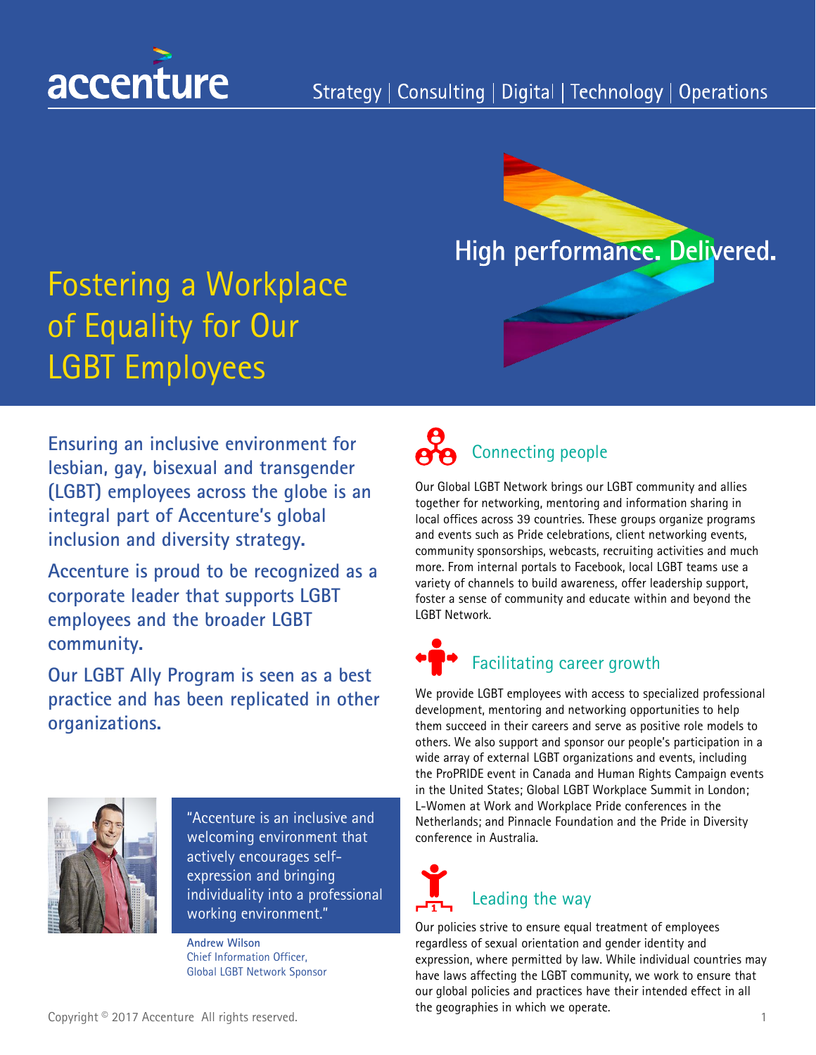accenture

Strategy | Consulting | Digital | Technology | Operations

High performance. Delivered.

# Fostering a Workplace of Equality for Our LGBT Employees

**Ensuring an inclusive environment for lesbian, gay, bisexual and transgender (LGBT) employees across the globe is an integral part of Accenture's global inclusion and diversity strategy.**

**Accenture is proud to be recognized as a corporate leader that supports LGBT employees and the broader LGBT community.**

**Our LGBT Ally Program is seen as a best practice and has been replicated in other organizations.**

"Accenture is an inclusive and welcoming environment that actively encourages self-expression and bringing individuality into a professional working environment."

Andrew Wilson
Chief Information Officer,
Global LGBT Network Sponsor

## Connecting people

Our Global LGBT Network brings our LGBT community and allies together for networking, mentoring and information sharing in local offices across 39 countries. These groups organize programs and events such as Pride celebrations, client networking events, community sponsorships, webcasts, recruiting activities and much more. From internal portals to Facebook, local LGBT teams use a variety of channels to build awareness, offer leadership support, foster a sense of community and educate within and beyond the LGBT Network.

## Facilitating career growth

We provide LGBT employees with access to specialized professional development, mentoring and networking opportunities to help them succeed in their careers and serve as positive role models to others. We also support and sponsor our people's participation in a wide array of external LGBT organizations and events, including the ProPRIDE event in Canada and Human Rights Campaign events in the United States; Global LGBT Workplace Summit in London; L-Women at Work and Workplace Pride conferences in the Netherlands; and Pinnacle Foundation and the Pride in Diversity conference in Australia.

## Leading the way

Our policies strive to ensure equal treatment of employees regardless of sexual orientation and gender identity and expression, where permitted by law. While individual countries may have laws affecting the LGBT community, we work to ensure that our global policies and practices have their intended effect in all the geographies in which we operate.

Copyright © 2017 Accenture All rights reserved.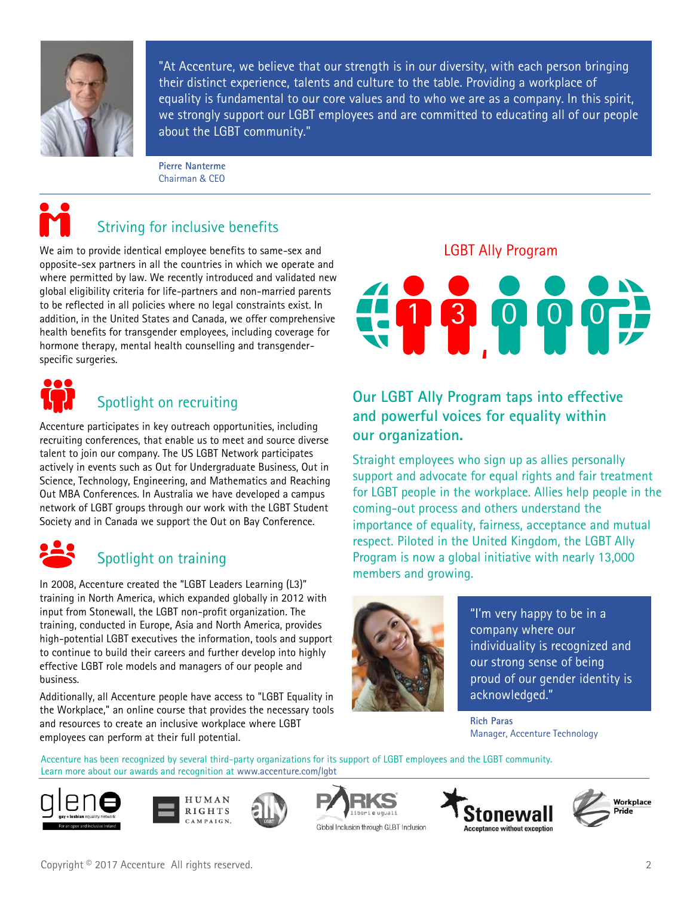"At Accenture, we believe that our strength is in our diversity, with each person bringing their distinct experience, talents and culture to the table. Providing a workplace of equality is fundamental to our core values and to who we are as a company. In this spirit, we strongly support our LGBT employees and are committed to educating all of our people about the LGBT community."

**Pierre Nanterme**
Chairman & CEO

## Striving for inclusive benefits

We aim to provide identical employee benefits to same-sex and opposite-sex partners in all the countries in which we operate and where permitted by law. We recently introduced and validated new global eligibility criteria for life-partners and non-married parents to be reflected in all policies where no legal constraints exist. In addition, in the United States and Canada, we offer comprehensive health benefits for transgender employees, including coverage for hormone therapy, mental health counselling and transgender-specific surgeries.

## Spotlight on recruiting

Accenture participates in key outreach opportunities, including recruiting conferences, that enable us to meet and source diverse talent to join our company. The US LGBT Network participates actively in events such as Out for Undergraduate Business, Out in Science, Technology, Engineering, and Mathematics and Reaching Out MBA Conferences. In Australia we have developed a campus network of LGBT groups through our work with the LGBT Student Society and in Canada we support the Out on Bay Conference.

## Spotlight on training

In 2008, Accenture created the "LGBT Leaders Learning (L3)" training in North America, which expanded globally in 2012 with input from Stonewall, the LGBT non-profit organization. The training, conducted in Europe, Asia and North America, provides high-potential LGBT executives the information, tools and support to continue to build their careers and further develop into highly effective LGBT role models and managers of our people and business.

Additionally, all Accenture people have access to "LGBT Equality in the Workplace," an online course that provides the necessary tools and resources to create an inclusive workplace where LGBT employees can perform at their full potential.

## LGBT Ally Program

13,000

### Our LGBT Ally Program taps into effective and powerful voices for equality within our organization.

Straight employees who sign up as allies personally support and advocate for equal rights and fair treatment for LGBT people in the workplace. Allies help people in the coming-out process and others understand the importance of equality, fairness, acceptance and mutual respect. Piloted in the United Kingdom, the LGBT Ally Program is now a global initiative with nearly 13,000 members and growing.

"I'm very happy to be in a company where our individuality is recognized and our strong sense of being proud of our gender identity is acknowledged."

**Rich Paras**
Manager, Accenture Technology

Accenture has been recognized by several third-party organizations for its support of LGBT employees and the LGBT community. Learn more about our awards and recognition at www.accenture.com/lgbt

glen – gay + lesbian equality network – For an open and inclusive Ireland
HUMAN RIGHTS CAMPAIGN.
ally LGBT
PARKS – liberi e uguali – Global Inclusion through GLBT Inclusion
Stonewall – Acceptance without exception
Workplace Pride

Copyright © 2017 Accenture All rights reserved.